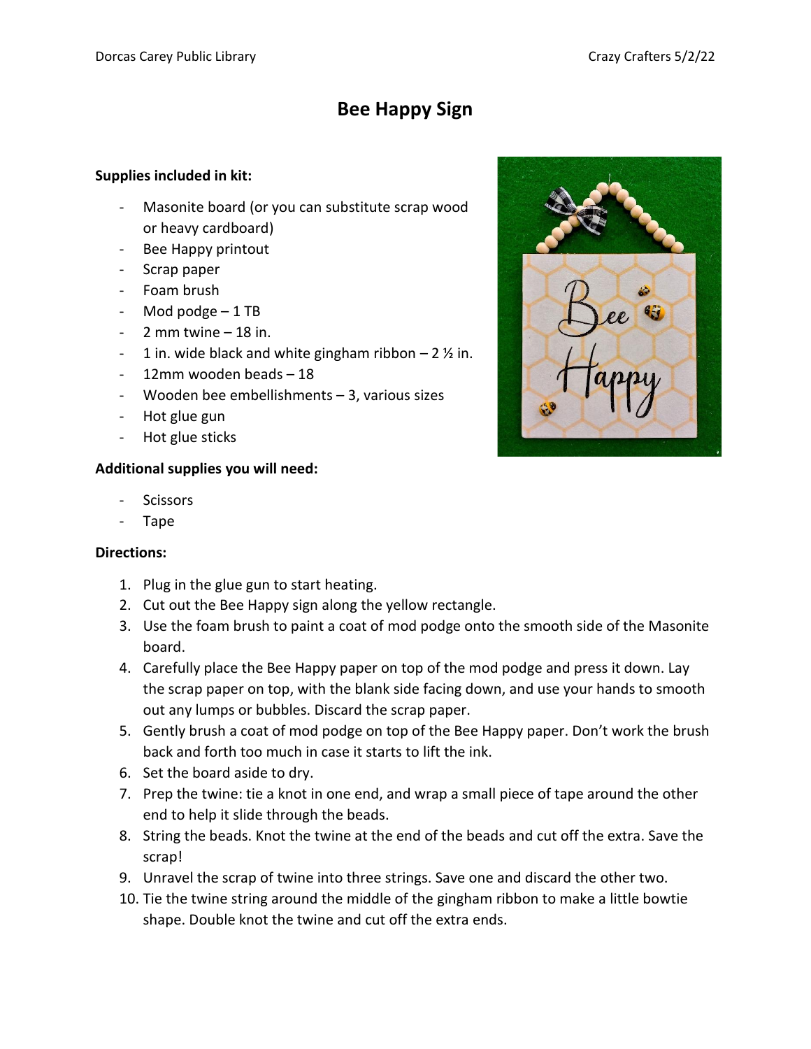# Bee Happy Sign

**Supplies included in kit:**

- Masonite board (or you can substitute scrap wood or heavy cardboard)
- Bee Happy printout
- Scrap paper
- Foam brush
- Mod podge – 1 TB
- 2 mm twine – 18 in.
- 1 in. wide black and white gingham ribbon – 2 ½ in.
- 12mm wooden beads – 18
- Wooden bee embellishments – 3, various sizes
- Hot glue gun
- Hot glue sticks

**Additional supplies you will need:**

- Scissors
- Tape

**Directions:**

1. Plug in the glue gun to start heating.
2. Cut out the Bee Happy sign along the yellow rectangle.
3. Use the foam brush to paint a coat of mod podge onto the smooth side of the Masonite board.
4. Carefully place the Bee Happy paper on top of the mod podge and press it down. Lay the scrap paper on top, with the blank side facing down, and use your hands to smooth out any lumps or bubbles. Discard the scrap paper.
5. Gently brush a coat of mod podge on top of the Bee Happy paper. Don't work the brush back and forth too much in case it starts to lift the ink.
6. Set the board aside to dry.
7. Prep the twine: tie a knot in one end, and wrap a small piece of tape around the other end to help it slide through the beads.
8. String the beads. Knot the twine at the end of the beads and cut off the extra. Save the scrap!
9. Unravel the scrap of twine into three strings. Save one and discard the other two.
10. Tie the twine string around the middle of the gingham ribbon to make a little bowtie shape. Double knot the twine and cut off the extra ends.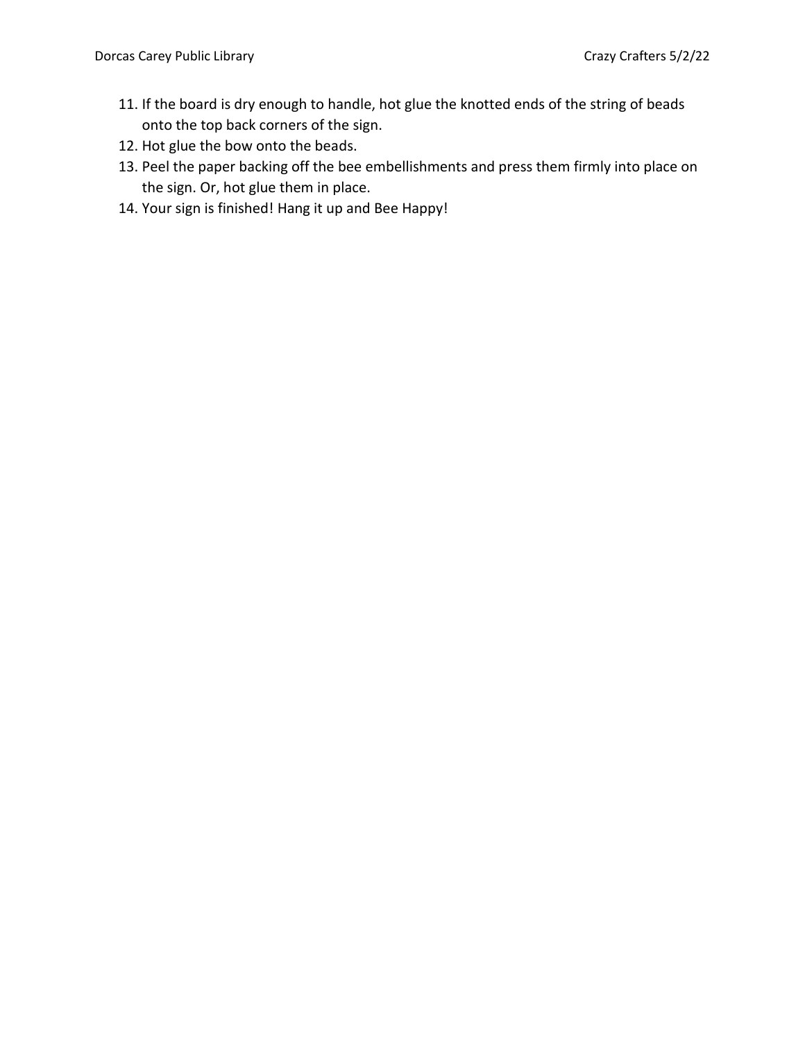11. If the board is dry enough to handle, hot glue the knotted ends of the string of beads onto the top back corners of the sign.
12. Hot glue the bow onto the beads.
13. Peel the paper backing off the bee embellishments and press them firmly into place on the sign. Or, hot glue them in place.
14. Your sign is finished! Hang it up and Bee Happy!